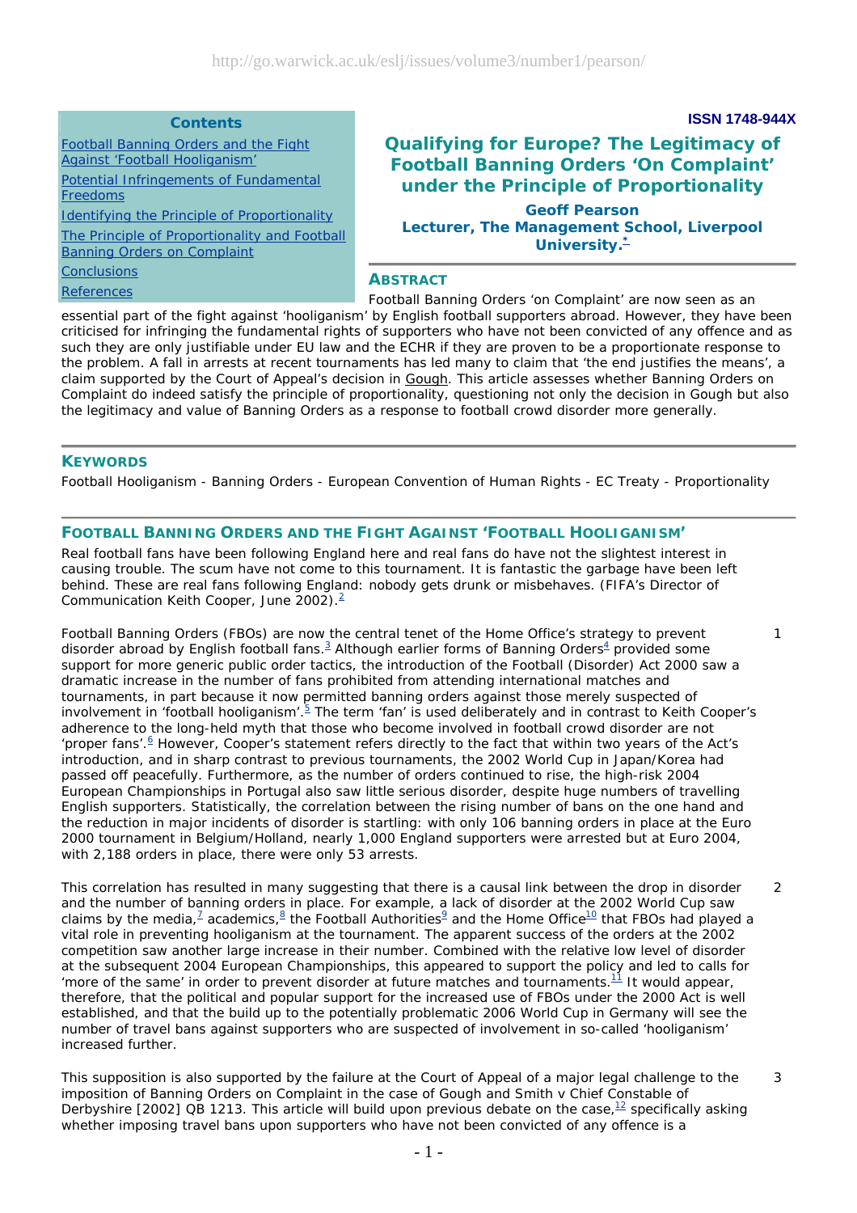**Contents**

[Football Banning Orders and the Fight Against 'Football Hooliganism']
[Potential Infringements of Fundamental Freedoms]
[Identifying the Principle of Proportionality]
[The Principle of Proportionality and Football Banning Orders on Complaint]
[Conclusions]
[References]

ISSN 1748-944X

# Qualifying for Europe? The Legitimacy of Football Banning Orders 'On Complaint' under the Principle of Proportionality

**Geoff Pearson**
**Lecturer, The Management School, Liverpool University.[*]**

## ABSTRACT

Football Banning Orders 'on Complaint' are now seen as an essential part of the fight against 'hooliganism' by English football supporters abroad. However, they have been criticised for infringing the fundamental rights of supporters who have not been convicted of any offence and as such they are only justifiable under EU law and the ECHR if they are proven to be a proportionate response to the problem. A fall in arrests at recent tournaments has led many to claim that 'the end justifies the means', a claim supported by the Court of Appeal's decision in Gough. This article assesses whether Banning Orders on Complaint do indeed satisfy the principle of proportionality, questioning not only the decision in Gough but also the legitimacy and value of Banning Orders as a response to football crowd disorder more generally.

## KEYWORDS

Football Hooliganism - Banning Orders - European Convention of Human Rights - EC Treaty - Proportionality

## FOOTBALL BANNING ORDERS AND THE FIGHT AGAINST 'FOOTBALL HOOLIGANISM'

Real football fans have been following England here and real fans do have not the slightest interest in causing trouble. The scum have not come to this tournament. It is fantastic the garbage have been left behind. These are real fans following England: nobody gets drunk or misbehaves. (FIFA's Director of Communication Keith Cooper, June 2002).[2]

1 Football Banning Orders (FBOs) are now the central tenet of the Home Office's strategy to prevent disorder abroad by English football fans.[3] Although earlier forms of Banning Orders[4] provided some support for more generic public order tactics, the introduction of the Football (Disorder) Act 2000 saw a dramatic increase in the number of fans prohibited from attending international matches and tournaments, in part because it now permitted banning orders against those merely suspected of involvement in 'football hooliganism'.[5] The term 'fan' is used deliberately and in contrast to Keith Cooper's adherence to the long-held myth that those who become involved in football crowd disorder are not 'proper fans'.[6] However, Cooper's statement refers directly to the fact that within two years of the Act's introduction, and in sharp contrast to previous tournaments, the 2002 World Cup in Japan/Korea had passed off peacefully. Furthermore, as the number of orders continued to rise, the high-risk 2004 European Championships in Portugal also saw little serious disorder, despite huge numbers of travelling English supporters. Statistically, the correlation between the rising number of bans on the one hand and the reduction in major incidents of disorder is startling: with only 106 banning orders in place at the Euro 2000 tournament in Belgium/Holland, nearly 1,000 England supporters were arrested but at Euro 2004, with 2,188 orders in place, there were only 53 arrests.

2 This correlation has resulted in many suggesting that there is a causal link between the drop in disorder and the number of banning orders in place. For example, a lack of disorder at the 2002 World Cup saw claims by the media,[7] academics,[8] the Football Authorities[9] and the Home Office[10] that FBOs had played a vital role in preventing hooliganism at the tournament. The apparent success of the orders at the 2002 competition saw another large increase in their number. Combined with the relative low level of disorder at the subsequent 2004 European Championships, this appeared to support the policy and led to calls for 'more of the same' in order to prevent disorder at future matches and tournaments.[11] It would appear, therefore, that the political and popular support for the increased use of FBOs under the 2000 Act is well established, and that the build up to the potentially problematic 2006 World Cup in Germany will see the number of travel bans against supporters who are suspected of involvement in so-called 'hooliganism' increased further.

3 This supposition is also supported by the failure at the Court of Appeal of a major legal challenge to the imposition of Banning Orders on Complaint in the case of Gough and Smith v Chief Constable of Derbyshire [2002] QB 1213. This article will build upon previous debate on the case,[12] specifically asking whether imposing travel bans upon supporters who have not been convicted of any offence is a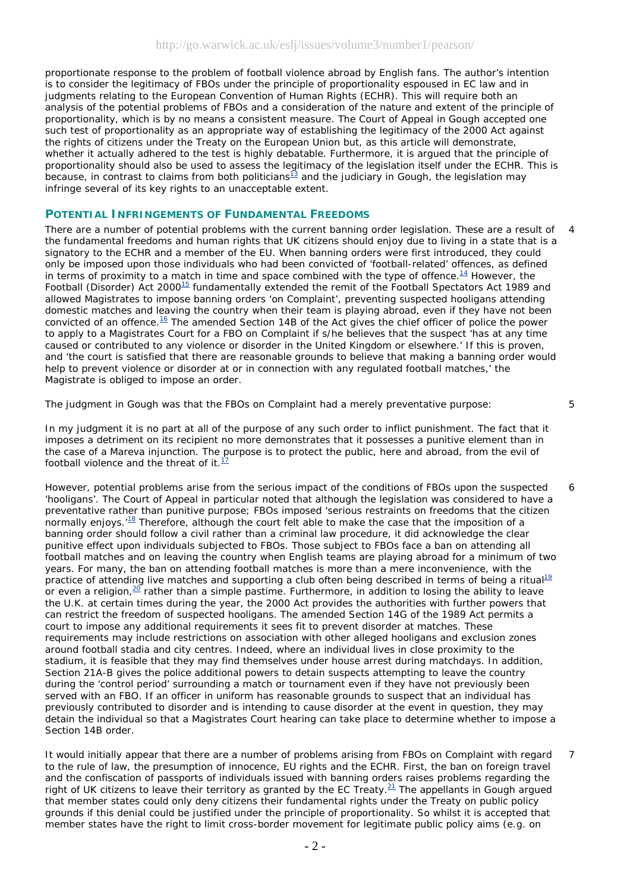proportionate response to the problem of football violence abroad by English fans. The author's intention is to consider the legitimacy of FBOs under the principle of proportionality espoused in EC law and in judgments relating to the European Convention of Human Rights (ECHR). This will require both an analysis of the potential problems of FBOs and a consideration of the nature and extent of the principle of proportionality, which is by no means a consistent measure. The Court of Appeal in Gough accepted one such test of proportionality as an appropriate way of establishing the legitimacy of the 2000 Act against the rights of citizens under the Treaty on the European Union but, as this article will demonstrate, whether it actually adhered to the test is highly debatable. Furthermore, it is argued that the principle of proportionality should also be used to assess the legitimacy of the legislation itself under the ECHR. This is because, in contrast to claims from both politicians[13] and the judiciary in Gough, the legislation may infringe several of its key rights to an unacceptable extent.

## POTENTIAL INFRINGEMENTS OF FUNDAMENTAL FREEDOMS

4 There are a number of potential problems with the current banning order legislation. These are a result of the fundamental freedoms and human rights that UK citizens should enjoy due to living in a state that is a signatory to the ECHR and a member of the EU. When banning orders were first introduced, they could only be imposed upon those individuals who had been convicted of 'football-related' offences, as defined in terms of proximity to a match in time and space combined with the type of offence.[14] However, the Football (Disorder) Act 2000[15] fundamentally extended the remit of the Football Spectators Act 1989 and allowed Magistrates to impose banning orders 'on Complaint', preventing suspected hooligans attending domestic matches and leaving the country when their team is playing abroad, even if they have not been convicted of an offence.[16] The amended Section 14B of the Act gives the chief officer of police the power to apply to a Magistrates Court for a FBO on Complaint if s/he believes that the suspect 'has at any time caused or contributed to any violence or disorder in the United Kingdom or elsewhere.' If this is proven, and 'the court is satisfied that there are reasonable grounds to believe that making a banning order would help to prevent violence or disorder at or in connection with any regulated football matches,' the Magistrate is obliged to impose an order.

5 The judgment in Gough was that the FBOs on Complaint had a merely preventative purpose:

In my judgment it is no part at all of the purpose of any such order to inflict punishment. The fact that it imposes a detriment on its recipient no more demonstrates that it possesses a punitive element than in the case of a Mareva injunction. The purpose is to protect the public, here and abroad, from the evil of football violence and the threat of it.[17]

6 However, potential problems arise from the serious impact of the conditions of FBOs upon the suspected 'hooligans'. The Court of Appeal in particular noted that although the legislation was considered to have a preventative rather than punitive purpose; FBOs imposed 'serious restraints on freedoms that the citizen normally enjoys.'[18] Therefore, although the court felt able to make the case that the imposition of a banning order should follow a civil rather than a criminal law procedure, it did acknowledge the clear punitive effect upon individuals subjected to FBOs. Those subject to FBOs face a ban on attending all football matches and on leaving the country when English teams are playing abroad for a minimum of two years. For many, the ban on attending football matches is more than a mere inconvenience, with the practice of attending live matches and supporting a club often being described in terms of being a ritual[19] or even a religion,[20] rather than a simple pastime. Furthermore, in addition to losing the ability to leave the U.K. at certain times during the year, the 2000 Act provides the authorities with further powers that can restrict the freedom of suspected hooligans. The amended Section 14G of the 1989 Act permits a court to impose any additional requirements it sees fit to prevent disorder at matches. These requirements may include restrictions on association with other alleged hooligans and exclusion zones around football stadia and city centres. Indeed, where an individual lives in close proximity to the stadium, it is feasible that they may find themselves under house arrest during matchdays. In addition, Section 21A-B gives the police additional powers to detain suspects attempting to leave the country during the 'control period' surrounding a match or tournament even if they have not previously been served with an FBO. If an officer in uniform has reasonable grounds to suspect that an individual has previously contributed to disorder and is intending to cause disorder at the event in question, they may detain the individual so that a Magistrates Court hearing can take place to determine whether to impose a Section 14B order.

7 It would initially appear that there are a number of problems arising from FBOs on Complaint with regard to the rule of law, the presumption of innocence, EU rights and the ECHR. First, the ban on foreign travel and the confiscation of passports of individuals issued with banning orders raises problems regarding the right of UK citizens to leave their territory as granted by the EC Treaty.[21] The appellants in Gough argued that member states could only deny citizens their fundamental rights under the Treaty on public policy grounds if this denial could be justified under the principle of proportionality. So whilst it is accepted that member states have the right to limit cross-border movement for legitimate public policy aims (e.g. on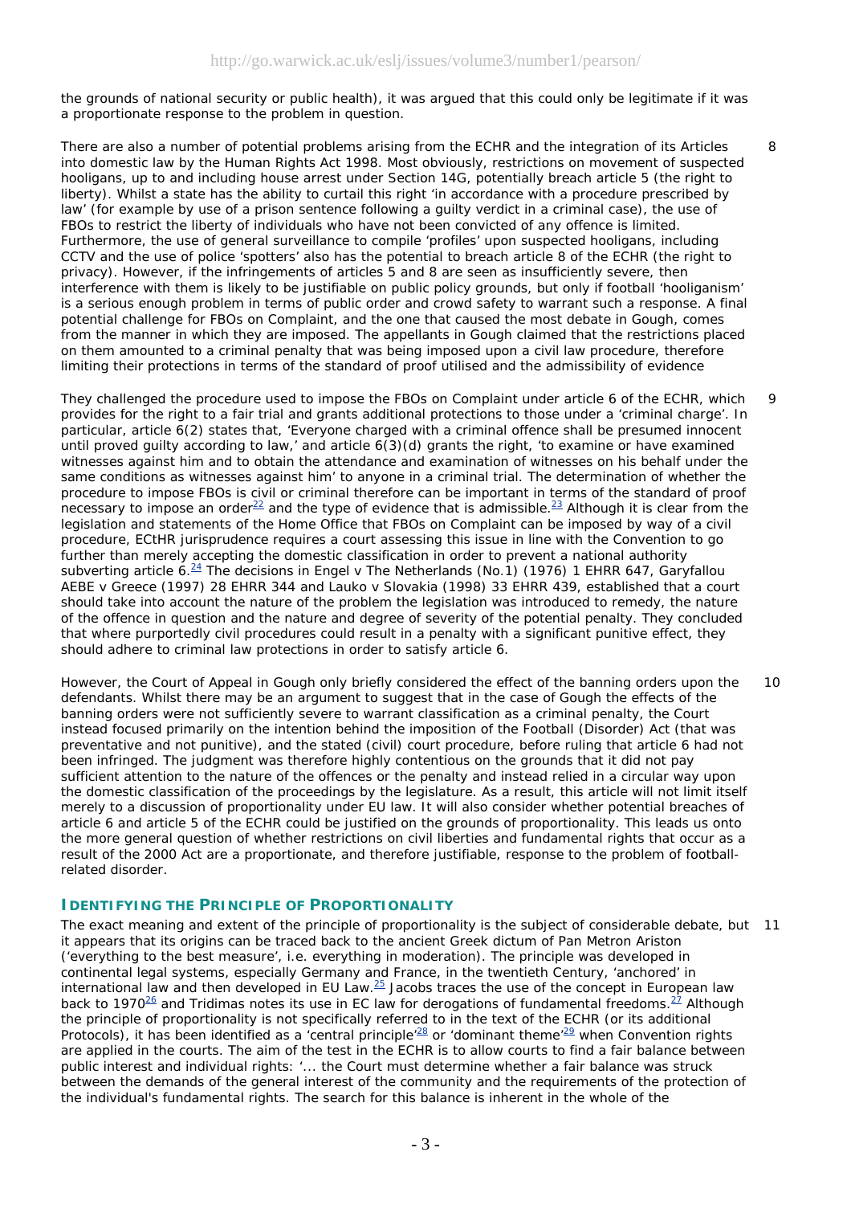the grounds of national security or public health), it was argued that this could only be legitimate if it was a proportionate response to the problem in question.

There are also a number of potential problems arising from the ECHR and the integration of its Articles into domestic law by the Human Rights Act 1998. Most obviously, restrictions on movement of suspected hooligans, up to and including house arrest under Section 14G, potentially breach article 5 (the right to liberty). Whilst a state has the ability to curtail this right 'in accordance with a procedure prescribed by law' (for example by use of a prison sentence following a guilty verdict in a criminal case), the use of FBOs to restrict the liberty of individuals who have not been convicted of any offence is limited. Furthermore, the use of general surveillance to compile 'profiles' upon suspected hooligans, including CCTV and the use of police 'spotters' also has the potential to breach article 8 of the ECHR (the right to privacy). However, if the infringements of articles 5 and 8 are seen as insufficiently severe, then interference with them is likely to be justifiable on public policy grounds, but only if football 'hooliganism' is a serious enough problem in terms of public order and crowd safety to warrant such a response. A final potential challenge for FBOs on Complaint, and the one that caused the most debate in Gough, comes from the manner in which they are imposed. The appellants in Gough claimed that the restrictions placed on them amounted to a criminal penalty that was being imposed upon a civil law procedure, therefore limiting their protections in terms of the standard of proof utilised and the admissibility of evidence

They challenged the procedure used to impose the FBOs on Complaint under article 6 of the ECHR, which provides for the right to a fair trial and grants additional protections to those under a 'criminal charge'. In particular, article 6(2) states that, 'Everyone charged with a criminal offence shall be presumed innocent until proved guilty according to law,' and article 6(3)(d) grants the right, 'to examine or have examined witnesses against him and to obtain the attendance and examination of witnesses on his behalf under the same conditions as witnesses against him' to anyone in a criminal trial. The determination of whether the procedure to impose FBOs is civil or criminal therefore can be important in terms of the standard of proof necessary to impose an order[22] and the type of evidence that is admissible.[23] Although it is clear from the legislation and statements of the Home Office that FBOs on Complaint can be imposed by way of a civil procedure, ECtHR jurisprudence requires a court assessing this issue in line with the Convention to go further than merely accepting the domestic classification in order to prevent a national authority subverting article 6.[24] The decisions in *Engel v The Netherlands (No.1)* (1976) 1 EHRR 647, *Garyfallou AEBE v Greece* (1997) 28 EHRR 344 and *Lauko v Slovakia* (1998) 33 EHRR 439, established that a court should take into account the nature of the problem the legislation was introduced to remedy, the nature of the offence in question and the nature and degree of severity of the potential penalty. They concluded that where purportedly civil procedures could result in a penalty with a significant punitive effect, they should adhere to criminal law protections in order to satisfy article 6.

However, the Court of Appeal in Gough only briefly considered the effect of the banning orders upon the defendants. Whilst there may be an argument to suggest that in the case of Gough the effects of the banning orders were not sufficiently severe to warrant classification as a criminal penalty, the Court instead focused primarily on the intention behind the imposition of the Football (Disorder) Act (that was preventative and not punitive), and the stated (civil) court procedure, before ruling that article 6 had not been infringed. The judgment was therefore highly contentious on the grounds that it did not pay sufficient attention to the nature of the offences or the penalty and instead relied in a circular way upon the domestic classification of the proceedings by the legislature. As a result, this article will not limit itself merely to a discussion of proportionality under EU law. It will also consider whether potential breaches of article 6 and article 5 of the ECHR could be justified on the grounds of proportionality. This leads us onto the more general question of whether restrictions on civil liberties and fundamental rights that occur as a result of the 2000 Act are a proportionate, and therefore justifiable, response to the problem of football-related disorder.

## IDENTIFYING THE PRINCIPLE OF PROPORTIONALITY

The exact meaning and extent of the principle of proportionality is the subject of considerable debate, but it appears that its origins can be traced back to the ancient Greek dictum of Pan Metron Ariston ('everything to the best measure', i.e. everything in moderation). The principle was developed in continental legal systems, especially Germany and France, in the twentieth Century, 'anchored' in international law and then developed in EU Law.[25] Jacobs traces the use of the concept in European law back to 1970[26] and Tridimas notes its use in EC law for derogations of fundamental freedoms.[27] Although the principle of proportionality is not specifically referred to in the text of the ECHR (or its additional Protocols), it has been identified as a 'central principle'[28] or 'dominant theme'[29] when Convention rights are applied in the courts. The aim of the test in the ECHR is to allow courts to find a fair balance between public interest and individual rights: '... the Court must determine whether a fair balance was struck between the demands of the general interest of the community and the requirements of the protection of the individual's fundamental rights. The search for this balance is inherent in the whole of the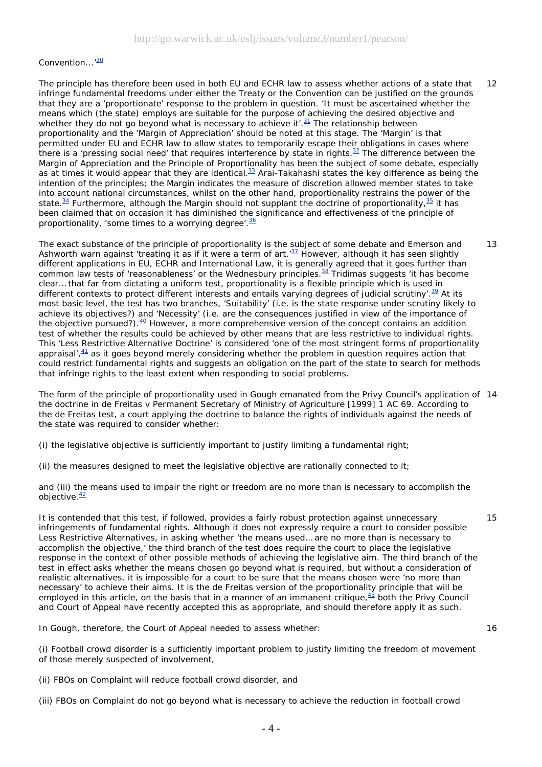Convention…'[30]

The principle has therefore been used in both EU and ECHR law to assess whether actions of a state that infringe fundamental freedoms under either the Treaty or the Convention can be justified on the grounds that they are a 'proportionate' response to the problem in question. 'It must be ascertained whether the means which (the state) employs are suitable for the purpose of achieving the desired objective and whether they do not go beyond what is necessary to achieve it'.[31] The relationship between proportionality and the 'Margin of Appreciation' should be noted at this stage. The 'Margin' is that permitted under EU and ECHR law to allow states to temporarily escape their obligations in cases where there is a 'pressing social need' that requires interference by state in rights.[32] The difference between the Margin of Appreciation and the Principle of Proportionality has been the subject of some debate, especially as at times it would appear that they are identical.[33] Arai-Takahashi states the key difference as being the intention of the principles; the Margin indicates the measure of discretion allowed member states to take into account national circumstances, whilst on the other hand, proportionality restrains the power of the state.[34] Furthermore, although the Margin should not supplant the doctrine of proportionality,[35] it has been claimed that on occasion it has diminished the significance and effectiveness of the principle of proportionality, 'some times to a worrying degree'.[36]

The exact substance of the principle of proportionality is the subject of some debate and Emerson and Ashworth warn against 'treating it as if it were a term of art.'[37] However, although it has seen slightly different applications in EU, ECHR and International Law, it is generally agreed that it goes further than common law tests of 'reasonableness' or the Wednesbury principles.[38] Tridimas suggests 'it has become clear… that far from dictating a uniform test, proportionality is a flexible principle which is used in different contexts to protect different interests and entails varying degrees of judicial scrutiny'.[39] At its most basic level, the test has two branches, 'Suitability' (i.e. is the state response under scrutiny likely to achieve its objectives?) and 'Necessity' (i.e. are the consequences justified in view of the importance of the objective pursued?).[40] However, a more comprehensive version of the concept contains an addition test of whether the results could be achieved by other means that are less restrictive to individual rights. This 'Less Restrictive Alternative Doctrine' is considered 'one of the most stringent forms of proportionality appraisal',[41] as it goes beyond merely considering whether the problem in question requires action that could restrict fundamental rights and suggests an obligation on the part of the state to search for methods that infringe rights to the least extent when responding to social problems.

The form of the principle of proportionality used in Gough emanated from the Privy Council's application of the doctrine in de Freitas v Permanent Secretary of Ministry of Agriculture [1999] 1 AC 69. According to the de Freitas test, a court applying the doctrine to balance the rights of individuals against the needs of the state was required to consider whether:

(i) the legislative objective is sufficiently important to justify limiting a fundamental right;

(ii) the measures designed to meet the legislative objective are rationally connected to it;

and (iii) the means used to impair the right or freedom are no more than is necessary to accomplish the objective.[42]

It is contended that this test, if followed, provides a fairly robust protection against unnecessary infringements of fundamental rights. Although it does not expressly require a court to consider possible Less Restrictive Alternatives, in asking whether 'the means used… are no more than is necessary to accomplish the objective,' the third branch of the test does require the court to place the legislative response in the context of other possible methods of achieving the legislative aim. The third branch of the test in effect asks whether the means chosen go beyond what is required, but without a consideration of realistic alternatives, it is impossible for a court to be sure that the means chosen were 'no more than necessary' to achieve their aims. It is the de Freitas version of the proportionality principle that will be employed in this article, on the basis that in a manner of an immanent critique,[43] both the Privy Council and Court of Appeal have recently accepted this as appropriate, and should therefore apply it as such.

In Gough, therefore, the Court of Appeal needed to assess whether:

(i) Football crowd disorder is a sufficiently important problem to justify limiting the freedom of movement of those merely suspected of involvement,

(ii) FBOs on Complaint will reduce football crowd disorder, and

(iii) FBOs on Complaint do not go beyond what is necessary to achieve the reduction in football crowd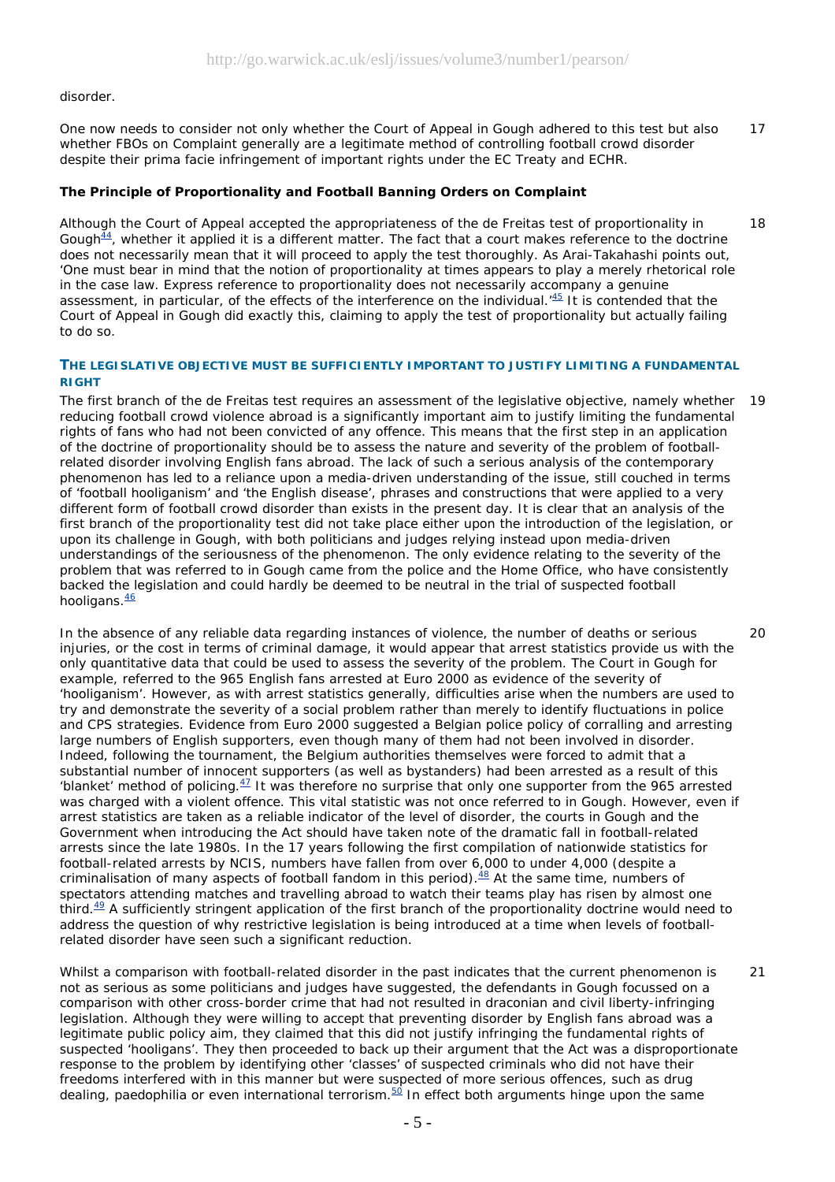disorder.

One now needs to consider not only whether the Court of Appeal in Gough adhered to this test but also whether FBOs on Complaint generally are a legitimate method of controlling football crowd disorder despite their prima facie infringement of important rights under the EC Treaty and ECHR. 17

**The Principle of Proportionality and Football Banning Orders on Complaint**

Although the Court of Appeal accepted the appropriateness of the de Freitas test of proportionality in Gough[44], whether it applied it is a different matter. The fact that a court makes reference to the doctrine does not necessarily mean that it will proceed to apply the test thoroughly. As Arai-Takahashi points out, 'One must bear in mind that the notion of proportionality at times appears to play a merely rhetorical role in the case law. Express reference to proportionality does not necessarily accompany a genuine assessment, in particular, of the effects of the interference on the individual.'[45] It is contended that the Court of Appeal in Gough did exactly this, claiming to apply the test of proportionality but actually failing to do so. 18

### THE LEGISLATIVE OBJECTIVE MUST BE SUFFICIENTLY IMPORTANT TO JUSTIFY LIMITING A FUNDAMENTAL RIGHT

The first branch of the de Freitas test requires an assessment of the legislative objective, namely whether reducing football crowd violence abroad is a significantly important aim to justify limiting the fundamental rights of fans who had not been convicted of any offence. This means that the first step in an application of the doctrine of proportionality should be to assess the nature and severity of the problem of football-related disorder involving English fans abroad. The lack of such a serious analysis of the contemporary phenomenon has led to a reliance upon a media-driven understanding of the issue, still couched in terms of 'football hooliganism' and 'the English disease', phrases and constructions that were applied to a very different form of football crowd disorder than exists in the present day. It is clear that an analysis of the first branch of the proportionality test did not take place either upon the introduction of the legislation, or upon its challenge in Gough, with both politicians and judges relying instead upon media-driven understandings of the seriousness of the phenomenon. The only evidence relating to the severity of the problem that was referred to in Gough came from the police and the Home Office, who have consistently backed the legislation and could hardly be deemed to be neutral in the trial of suspected football hooligans.[46] 19

In the absence of any reliable data regarding instances of violence, the number of deaths or serious injuries, or the cost in terms of criminal damage, it would appear that arrest statistics provide us with the only quantitative data that could be used to assess the severity of the problem. The Court in Gough for example, referred to the 965 English fans arrested at Euro 2000 as evidence of the severity of 'hooliganism'. However, as with arrest statistics generally, difficulties arise when the numbers are used to try and demonstrate the severity of a social problem rather than merely to identify fluctuations in police and CPS strategies. Evidence from Euro 2000 suggested a Belgian police policy of corralling and arresting large numbers of English supporters, even though many of them had not been involved in disorder. Indeed, following the tournament, the Belgium authorities themselves were forced to admit that a substantial number of innocent supporters (as well as bystanders) had been arrested as a result of this 'blanket' method of policing.[47] It was therefore no surprise that only one supporter from the 965 arrested was charged with a violent offence. This vital statistic was not once referred to in Gough. However, even if arrest statistics are taken as a reliable indicator of the level of disorder, the courts in Gough and the Government when introducing the Act should have taken note of the dramatic fall in football-related arrests since the late 1980s. In the 17 years following the first compilation of nationwide statistics for football-related arrests by NCIS, numbers have fallen from over 6,000 to under 4,000 (despite a criminalisation of many aspects of football fandom in this period).[48] At the same time, numbers of spectators attending matches and travelling abroad to watch their teams play has risen by almost one third.[49] A sufficiently stringent application of the first branch of the proportionality doctrine would need to address the question of why restrictive legislation is being introduced at a time when levels of football-related disorder have seen such a significant reduction. 20

Whilst a comparison with football-related disorder in the past indicates that the current phenomenon is not as serious as some politicians and judges have suggested, the defendants in Gough focussed on a comparison with other cross-border crime that had not resulted in draconian and civil liberty-infringing legislation. Although they were willing to accept that preventing disorder by English fans abroad was a legitimate public policy aim, they claimed that this did not justify infringing the fundamental rights of suspected 'hooligans'. They then proceeded to back up their argument that the Act was a disproportionate response to the problem by identifying other 'classes' of suspected criminals who did not have their freedoms interfered with in this manner but were suspected of more serious offences, such as drug dealing, paedophilia or even international terrorism.[50] In effect both arguments hinge upon the same 21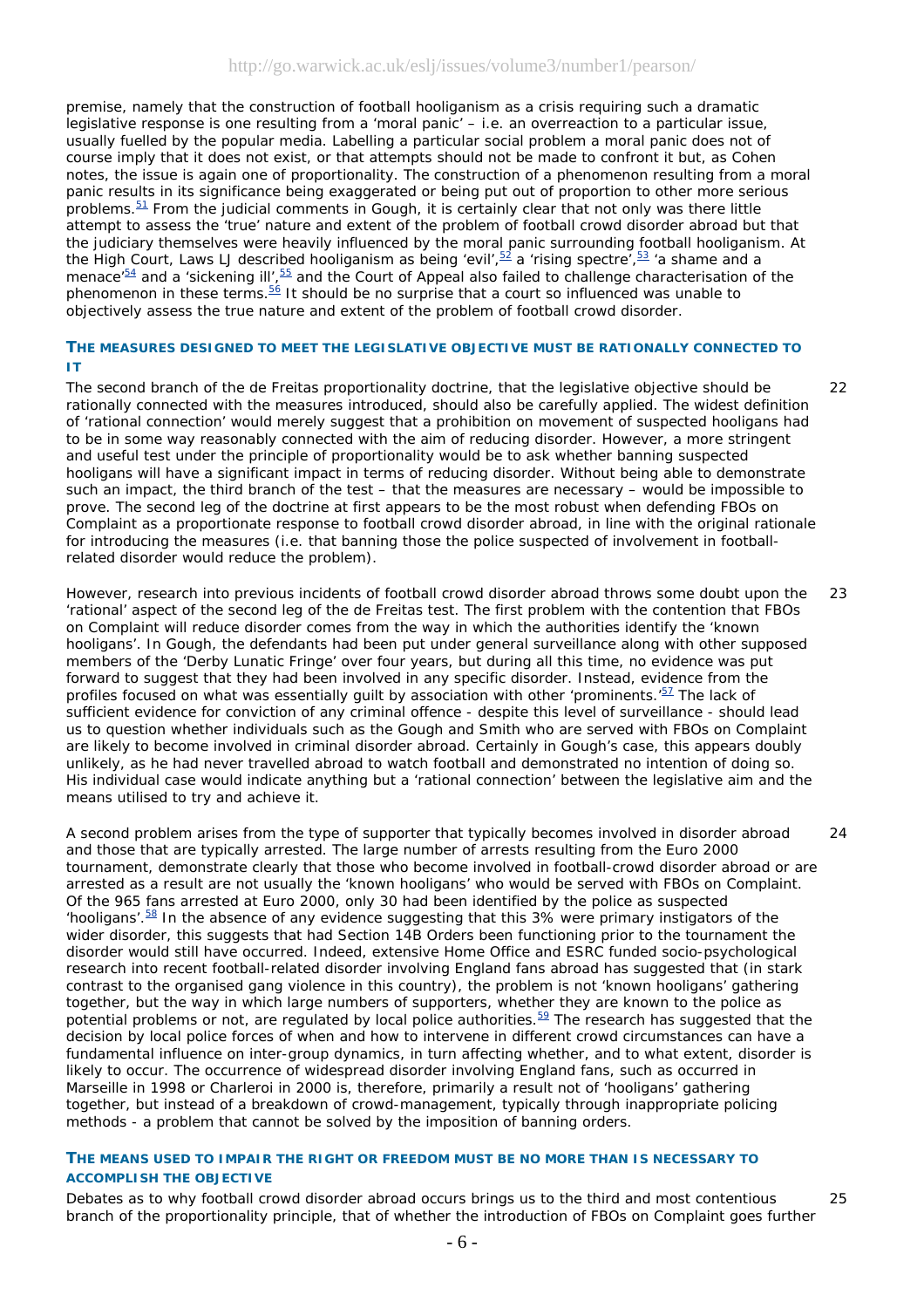premise, namely that the construction of football hooliganism as a crisis requiring such a dramatic legislative response is one resulting from a 'moral panic' – i.e. an overreaction to a particular issue, usually fuelled by the popular media. Labelling a particular social problem a moral panic does not of course imply that it does not exist, or that attempts should not be made to confront it but, as Cohen notes, the issue is again one of proportionality. The construction of a phenomenon resulting from a moral panic results in its significance being exaggerated or being put out of proportion to other more serious problems.[51] From the judicial comments in Gough, it is certainly clear that not only was there little attempt to assess the 'true' nature and extent of the problem of football crowd disorder abroad but that the judiciary themselves were heavily influenced by the moral panic surrounding football hooliganism. At the High Court, Laws LJ described hooliganism as being 'evil',[52] a 'rising spectre',[53] 'a shame and a menace'[54] and a 'sickening ill',[55] and the Court of Appeal also failed to challenge characterisation of the phenomenon in these terms.[56] It should be no surprise that a court so influenced was unable to objectively assess the true nature and extent of the problem of football crowd disorder.

### THE MEASURES DESIGNED TO MEET THE LEGISLATIVE OBJECTIVE MUST BE RATIONALLY CONNECTED TO IT

22 The second branch of the de Freitas proportionality doctrine, that the legislative objective should be rationally connected with the measures introduced, should also be carefully applied. The widest definition of 'rational connection' would merely suggest that a prohibition on movement of suspected hooligans had to be in some way reasonably connected with the aim of reducing disorder. However, a more stringent and useful test under the principle of proportionality would be to ask whether banning suspected hooligans will have a significant impact in terms of reducing disorder. Without being able to demonstrate such an impact, the third branch of the test – that the measures are necessary – would be impossible to prove. The second leg of the doctrine at first appears to be the most robust when defending FBOs on Complaint as a proportionate response to football crowd disorder abroad, in line with the original rationale for introducing the measures (i.e. that banning those the police suspected of involvement in football-related disorder would reduce the problem).

23 However, research into previous incidents of football crowd disorder abroad throws some doubt upon the 'rational' aspect of the second leg of the de Freitas test. The first problem with the contention that FBOs on Complaint will reduce disorder comes from the way in which the authorities identify the 'known hooligans'. In Gough, the defendants had been put under general surveillance along with other supposed members of the 'Derby Lunatic Fringe' over four years, but during all this time, no evidence was put forward to suggest that they had been involved in any specific disorder. Instead, evidence from the profiles focused on what was essentially guilt by association with other 'prominents.'[57] The lack of sufficient evidence for conviction of any criminal offence - despite this level of surveillance - should lead us to question whether individuals such as the Gough and Smith who are served with FBOs on Complaint are likely to become involved in criminal disorder abroad. Certainly in Gough's case, this appears doubly unlikely, as he had never travelled abroad to watch football and demonstrated no intention of doing so. His individual case would indicate anything but a 'rational connection' between the legislative aim and the means utilised to try and achieve it.

24 A second problem arises from the type of supporter that typically becomes involved in disorder abroad and those that are typically arrested. The large number of arrests resulting from the Euro 2000 tournament, demonstrate clearly that those who become involved in football-crowd disorder abroad or are arrested as a result are not usually the 'known hooligans' who would be served with FBOs on Complaint. Of the 965 fans arrested at Euro 2000, only 30 had been identified by the police as suspected 'hooligans'.[58] In the absence of any evidence suggesting that this 3% were primary instigators of the wider disorder, this suggests that had Section 14B Orders been functioning prior to the tournament the disorder would still have occurred. Indeed, extensive Home Office and ESRC funded socio-psychological research into recent football-related disorder involving England fans abroad has suggested that (in stark contrast to the organised gang violence in this country), the problem is not 'known hooligans' gathering together, but the way in which large numbers of supporters, whether they are known to the police as potential problems or not, are regulated by local police authorities.[59] The research has suggested that the decision by local police forces of when and how to intervene in different crowd circumstances can have a fundamental influence on inter-group dynamics, in turn affecting whether, and to what extent, disorder is likely to occur. The occurrence of widespread disorder involving England fans, such as occurred in Marseille in 1998 or Charleroi in 2000 is, therefore, primarily a result not of 'hooligans' gathering together, but instead of a breakdown of crowd-management, typically through inappropriate policing methods - a problem that cannot be solved by the imposition of banning orders.

### THE MEANS USED TO IMPAIR THE RIGHT OR FREEDOM MUST BE NO MORE THAN IS NECESSARY TO ACCOMPLISH THE OBJECTIVE

25 Debates as to why football crowd disorder abroad occurs brings us to the third and most contentious branch of the proportionality principle, that of whether the introduction of FBOs on Complaint goes further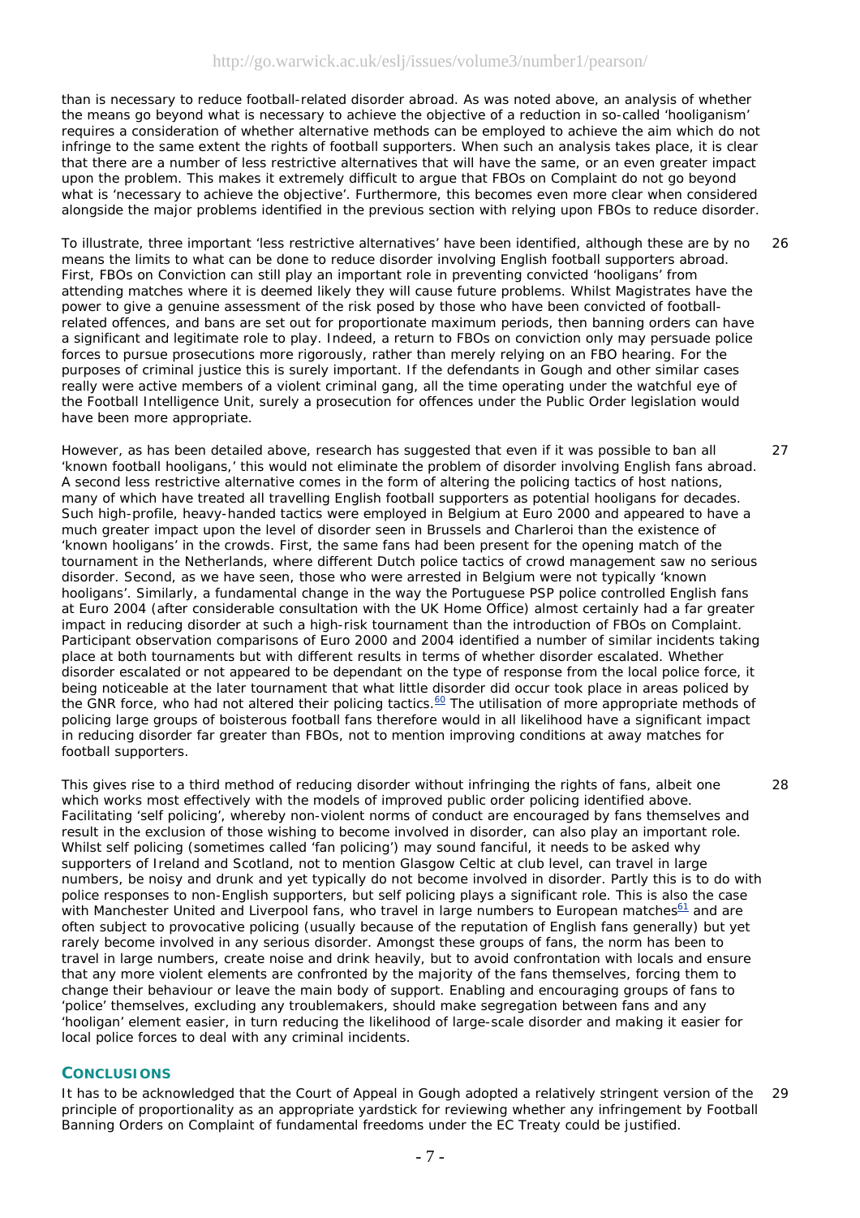than is necessary to reduce football-related disorder abroad. As was noted above, an analysis of whether the means go beyond what is necessary to achieve the objective of a reduction in so-called 'hooliganism' requires a consideration of whether alternative methods can be employed to achieve the aim which do not infringe to the same extent the rights of football supporters. When such an analysis takes place, it is clear that there are a number of less restrictive alternatives that will have the same, or an even greater impact upon the problem. This makes it extremely difficult to argue that FBOs on Complaint do not go beyond what is 'necessary to achieve the objective'. Furthermore, this becomes even more clear when considered alongside the major problems identified in the previous section with relying upon FBOs to reduce disorder.

26 To illustrate, three important 'less restrictive alternatives' have been identified, although these are by no means the limits to what can be done to reduce disorder involving English football supporters abroad. First, FBOs on Conviction can still play an important role in preventing convicted 'hooligans' from attending matches where it is deemed likely they will cause future problems. Whilst Magistrates have the power to give a genuine assessment of the risk posed by those who have been convicted of football-related offences, and bans are set out for proportionate maximum periods, then banning orders can have a significant and legitimate role to play. Indeed, a return to FBOs on conviction only may persuade police forces to pursue prosecutions more rigorously, rather than merely relying on an FBO hearing. For the purposes of criminal justice this is surely important. If the defendants in Gough and other similar cases really were active members of a violent criminal gang, all the time operating under the watchful eye of the Football Intelligence Unit, surely a prosecution for offences under the Public Order legislation would have been more appropriate.

27 However, as has been detailed above, research has suggested that even if it was possible to ban all 'known football hooligans,' this would not eliminate the problem of disorder involving English fans abroad. A second less restrictive alternative comes in the form of altering the policing tactics of host nations, many of which have treated all travelling English football supporters as potential hooligans for decades. Such high-profile, heavy-handed tactics were employed in Belgium at Euro 2000 and appeared to have a much greater impact upon the level of disorder seen in Brussels and Charleroi than the existence of 'known hooligans' in the crowds. First, the same fans had been present for the opening match of the tournament in the Netherlands, where different Dutch police tactics of crowd management saw no serious disorder. Second, as we have seen, those who were arrested in Belgium were not typically 'known hooligans'. Similarly, a fundamental change in the way the Portuguese PSP police controlled English fans at Euro 2004 (after considerable consultation with the UK Home Office) almost certainly had a far greater impact in reducing disorder at such a high-risk tournament than the introduction of FBOs on Complaint. Participant observation comparisons of Euro 2000 and 2004 identified a number of similar incidents taking place at both tournaments but with different results in terms of whether disorder escalated. Whether disorder escalated or not appeared to be dependant on the type of response from the local police force, it being noticeable at the later tournament that what little disorder did occur took place in areas policed by the GNR force, who had not altered their policing tactics.[60] The utilisation of more appropriate methods of policing large groups of boisterous football fans therefore would in all likelihood have a significant impact in reducing disorder far greater than FBOs, not to mention improving conditions at away matches for football supporters.

28 This gives rise to a third method of reducing disorder without infringing the rights of fans, albeit one which works most effectively with the models of improved public order policing identified above. Facilitating 'self policing', whereby non-violent norms of conduct are encouraged by fans themselves and result in the exclusion of those wishing to become involved in disorder, can also play an important role. Whilst self policing (sometimes called 'fan policing') may sound fanciful, it needs to be asked why supporters of Ireland and Scotland, not to mention Glasgow Celtic at club level, can travel in large numbers, be noisy and drunk and yet typically do not become involved in disorder. Partly this is to do with police responses to non-English supporters, but self policing plays a significant role. This is also the case with Manchester United and Liverpool fans, who travel in large numbers to European matches[61] and are often subject to provocative policing (usually because of the reputation of English fans generally) but yet rarely become involved in any serious disorder. Amongst these groups of fans, the norm has been to travel in large numbers, create noise and drink heavily, but to avoid confrontation with locals and ensure that any more violent elements are confronted by the majority of the fans themselves, forcing them to change their behaviour or leave the main body of support. Enabling and encouraging groups of fans to 'police' themselves, excluding any troublemakers, should make segregation between fans and any 'hooligan' element easier, in turn reducing the likelihood of large-scale disorder and making it easier for local police forces to deal with any criminal incidents.

## CONCLUSIONS

29 It has to be acknowledged that the Court of Appeal in Gough adopted a relatively stringent version of the principle of proportionality as an appropriate yardstick for reviewing whether any infringement by Football Banning Orders on Complaint of fundamental freedoms under the EC Treaty could be justified.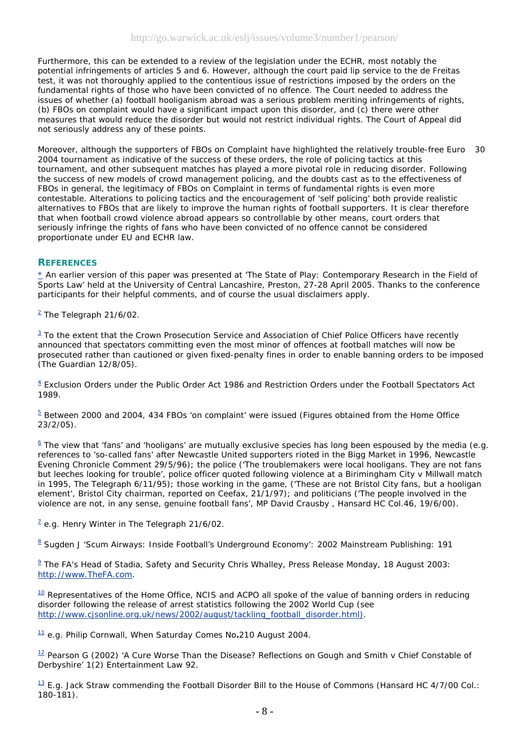Furthermore, this can be extended to a review of the legislation under the ECHR, most notably the potential infringements of articles 5 and 6. However, although the court paid lip service to the de Freitas test, it was not thoroughly applied to the contentious issue of restrictions imposed by the orders on the fundamental rights of those who have been convicted of no offence. The Court needed to address the issues of whether (a) football hooliganism abroad was a serious problem meriting infringements of rights, (b) FBOs on complaint would have a significant impact upon this disorder, and (c) there were other measures that would reduce the disorder but would not restrict individual rights. The Court of Appeal did not seriously address any of these points.

Moreover, although the supporters of FBOs on Complaint have highlighted the relatively trouble-free Euro 2004 tournament as indicative of the success of these orders, the role of policing tactics at this tournament, and other subsequent matches has played a more pivotal role in reducing disorder. Following the success of new models of crowd management policing, and the doubts cast as to the effectiveness of FBOs in general, the legitimacy of FBOs on Complaint in terms of fundamental rights is even more contestable. Alterations to policing tactics and the encouragement of 'self policing' both provide realistic alternatives to FBOs that are likely to improve the human rights of football supporters. It is clear therefore that when football crowd violence abroad appears so controllable by other means, court orders that seriously infringe the rights of fans who have been convicted of no offence cannot be considered proportionate under EU and ECHR law. [30]

## REFERENCES

[*] An earlier version of this paper was presented at 'The State of Play: Contemporary Research in the Field of Sports Law' held at the University of Central Lancashire, Preston, 27-28 April 2005. Thanks to the conference participants for their helpful comments, and of course the usual disclaimers apply.

[2] The Telegraph 21/6/02.

[3] To the extent that the Crown Prosecution Service and Association of Chief Police Officers have recently announced that spectators committing even the most minor of offences at football matches will now be prosecuted rather than cautioned or given fixed-penalty fines in order to enable banning orders to be imposed (The Guardian 12/8/05).

[4] Exclusion Orders under the Public Order Act 1986 and Restriction Orders under the Football Spectators Act 1989.

[5] Between 2000 and 2004, 434 FBOs 'on complaint' were issued (Figures obtained from the Home Office 23/2/05).

[6] The view that 'fans' and 'hooligans' are mutually exclusive species has long been espoused by the media (e.g. references to 'so-called fans' after Newcastle United supporters rioted in the Bigg Market in 1996, Newcastle Evening Chronicle Comment 29/5/96); the police ('The troublemakers were local hooligans. They are not fans but leeches looking for trouble', police officer quoted following violence at a Birimingham City v Millwall match in 1995, The Telegraph 6/11/95); those working in the game, ('These are not Bristol City fans, but a hooligan element', Bristol City chairman, reported on Ceefax, 21/1/97); and politicians ('The people involved in the violence are not, in any sense, genuine football fans', MP David Crausby , Hansard HC Col.46, 19/6/00).

[7] e.g. Henry Winter in The Telegraph 21/6/02.

[8] Sugden J 'Scum Airways: Inside Football's Underground Economy': 2002 Mainstream Publishing: 191

[9] The FA's Head of Stadia, Safety and Security Chris Whalley, Press Release Monday, 18 August 2003: http://www.TheFA.com.

[10] Representatives of the Home Office, NCIS and ACPO all spoke of the value of banning orders in reducing disorder following the release of arrest statistics following the 2002 World Cup (see http://www.cjsonline.org.uk/news/2002/august/tackling_football_disorder.html).

[11] e.g. Philip Cornwall, When Saturday Comes No.210 August 2004.

[12] Pearson G (2002) 'A Cure Worse Than the Disease? Reflections on Gough and Smith v Chief Constable of Derbyshire' 1(2) Entertainment Law 92.

[13] E.g. Jack Straw commending the Football Disorder Bill to the House of Commons (Hansard HC 4/7/00 Col.: 180-181).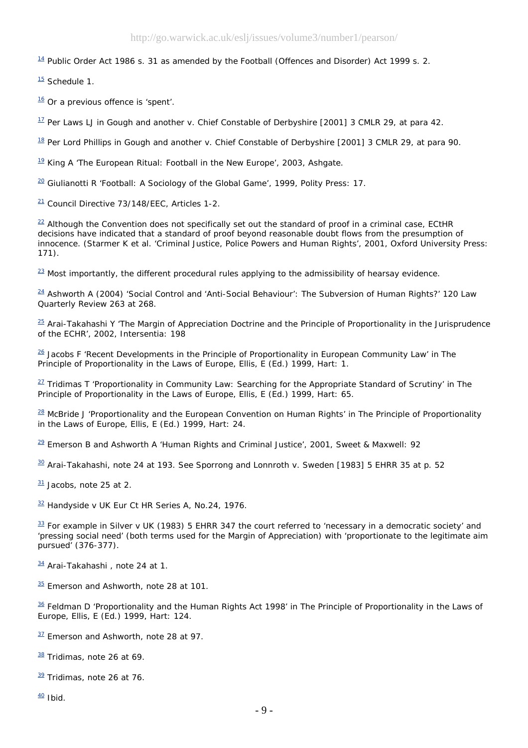[14] Public Order Act 1986 s. 31 as amended by the Football (Offences and Disorder) Act 1999 s. 2.

[15] Schedule 1.

[16] Or a previous offence is 'spent'.

[17] Per Laws LJ in Gough and another v. Chief Constable of Derbyshire [2001] 3 CMLR 29, at para 42.

[18] Per Lord Phillips in Gough and another v. Chief Constable of Derbyshire [2001] 3 CMLR 29, at para 90.

[19] King A 'The European Ritual: Football in the New Europe', 2003, Ashgate.

[20] Giulianotti R 'Football: A Sociology of the Global Game', 1999, Polity Press: 17.

[21] Council Directive 73/148/EEC, Articles 1-2.

[22] Although the Convention does not specifically set out the standard of proof in a criminal case, ECtHR decisions have indicated that a standard of proof beyond reasonable doubt flows from the presumption of innocence. (Starmer K et al. 'Criminal Justice, Police Powers and Human Rights', 2001, Oxford University Press: 171).

[23] Most importantly, the different procedural rules applying to the admissibility of hearsay evidence.

[24] Ashworth A (2004) 'Social Control and 'Anti-Social Behaviour': The Subversion of Human Rights?' 120 Law Quarterly Review 263 at 268.

[25] Arai-Takahashi Y 'The Margin of Appreciation Doctrine and the Principle of Proportionality in the Jurisprudence of the ECHR', 2002, Intersentia: 198

[26] Jacobs F 'Recent Developments in the Principle of Proportionality in European Community Law' in The Principle of Proportionality in the Laws of Europe, Ellis, E (Ed.) 1999, Hart: 1.

[27] Tridimas T 'Proportionality in Community Law: Searching for the Appropriate Standard of Scrutiny' in The Principle of Proportionality in the Laws of Europe, Ellis, E (Ed.) 1999, Hart: 65.

[28] McBride J 'Proportionality and the European Convention on Human Rights' in The Principle of Proportionality in the Laws of Europe, Ellis, E (Ed.) 1999, Hart: 24.

[29] Emerson B and Ashworth A 'Human Rights and Criminal Justice', 2001, Sweet & Maxwell: 92

[30] Arai-Takahashi, note 24 at 193. See Sporrong and Lonnroth v. Sweden [1983] 5 EHRR 35 at p. 52

[31] Jacobs, note 25 at 2.

[32] Handyside v UK Eur Ct HR Series A, No.24, 1976.

[33] For example in Silver v UK (1983) 5 EHRR 347 the court referred to 'necessary in a democratic society' and 'pressing social need' (both terms used for the Margin of Appreciation) with 'proportionate to the legitimate aim pursued' (376-377).

[34] Arai-Takahashi , note 24 at 1.

[35] Emerson and Ashworth, note 28 at 101.

[36] Feldman D 'Proportionality and the Human Rights Act 1998' in The Principle of Proportionality in the Laws of Europe, Ellis, E (Ed.) 1999, Hart: 124.

[37] Emerson and Ashworth, note 28 at 97.

[38] Tridimas, note 26 at 69.

[39] Tridimas, note 26 at 76.

[40] Ibid.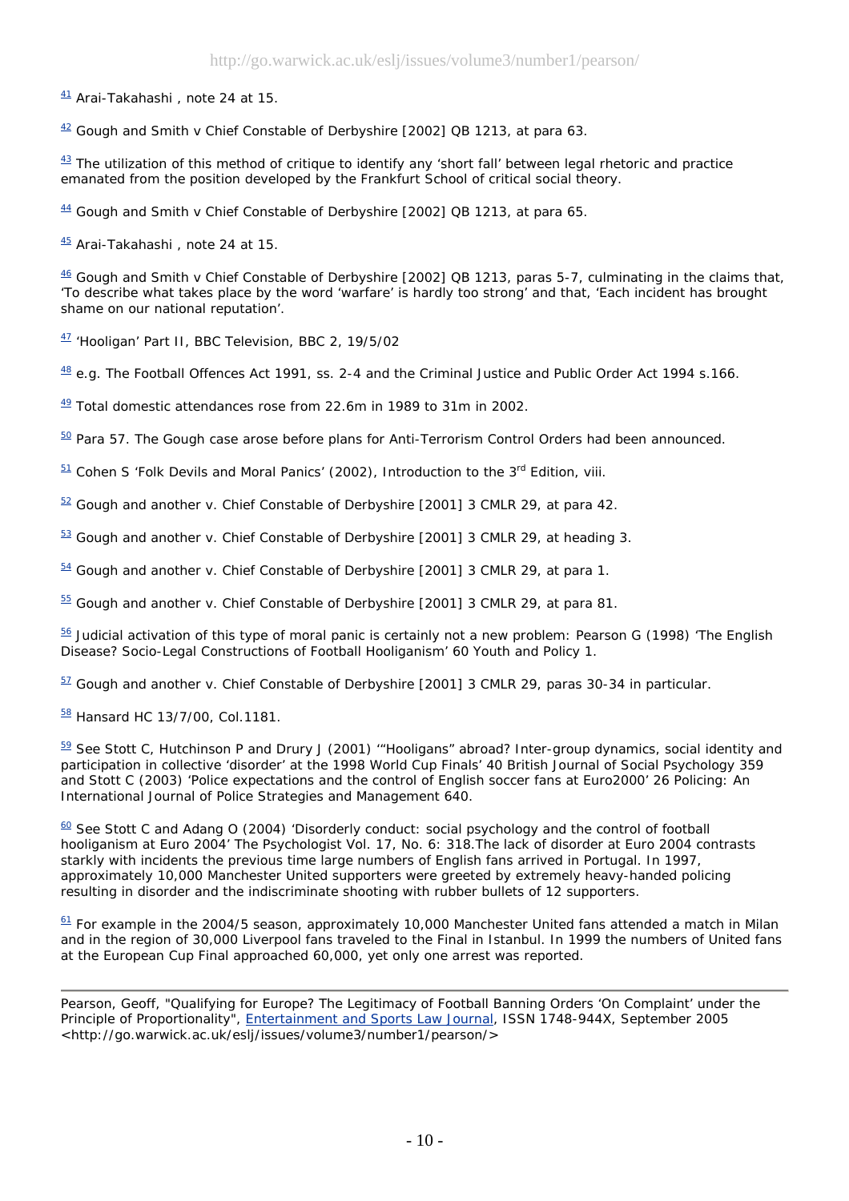[41] Arai-Takahashi , note 24 at 15.

[42] Gough and Smith v Chief Constable of Derbyshire [2002] QB 1213, at para 63.

[43] The utilization of this method of critique to identify any 'short fall' between legal rhetoric and practice emanated from the position developed by the Frankfurt School of critical social theory.

[44] Gough and Smith v Chief Constable of Derbyshire [2002] QB 1213, at para 65.

[45] Arai-Takahashi , note 24 at 15.

[46] Gough and Smith v Chief Constable of Derbyshire [2002] QB 1213, paras 5-7, culminating in the claims that, 'To describe what takes place by the word 'warfare' is hardly too strong' and that, 'Each incident has brought shame on our national reputation'.

[47] 'Hooligan' Part II, BBC Television, BBC 2, 19/5/02

[48] e.g. The Football Offences Act 1991, ss. 2-4 and the Criminal Justice and Public Order Act 1994 s.166.

[49] Total domestic attendances rose from 22.6m in 1989 to 31m in 2002.

[50] Para 57. The Gough case arose before plans for Anti-Terrorism Control Orders had been announced.

[51] Cohen S 'Folk Devils and Moral Panics' (2002), Introduction to the 3rd Edition, viii.

[52] Gough and another v. Chief Constable of Derbyshire [2001] 3 CMLR 29, at para 42.

[53] Gough and another v. Chief Constable of Derbyshire [2001] 3 CMLR 29, at heading 3.

[54] Gough and another v. Chief Constable of Derbyshire [2001] 3 CMLR 29, at para 1.

[55] Gough and another v. Chief Constable of Derbyshire [2001] 3 CMLR 29, at para 81.

[56] Judicial activation of this type of moral panic is certainly not a new problem: Pearson G (1998) 'The English Disease? Socio-Legal Constructions of Football Hooliganism' 60 Youth and Policy 1.

[57] Gough and another v. Chief Constable of Derbyshire [2001] 3 CMLR 29, paras 30-34 in particular.

[58] Hansard HC 13/7/00, Col.1181.

[59] See Stott C, Hutchinson P and Drury J (2001) '"Hooligans" abroad? Inter-group dynamics, social identity and participation in collective 'disorder' at the 1998 World Cup Finals' 40 British Journal of Social Psychology 359 and Stott C (2003) 'Police expectations and the control of English soccer fans at Euro2000' 26 Policing: An International Journal of Police Strategies and Management 640.

[60] See Stott C and Adang O (2004) 'Disorderly conduct: social psychology and the control of football hooliganism at Euro 2004' The Psychologist Vol. 17, No. 6: 318.The lack of disorder at Euro 2004 contrasts starkly with incidents the previous time large numbers of English fans arrived in Portugal. In 1997, approximately 10,000 Manchester United supporters were greeted by extremely heavy-handed policing resulting in disorder and the indiscriminate shooting with rubber bullets of 12 supporters.

[61] For example in the 2004/5 season, approximately 10,000 Manchester United fans attended a match in Milan and in the region of 30,000 Liverpool fans traveled to the Final in Istanbul. In 1999 the numbers of United fans at the European Cup Final approached 60,000, yet only one arrest was reported.

---

Pearson, Geoff, "Qualifying for Europe? The Legitimacy of Football Banning Orders 'On Complaint' under the Principle of Proportionality", Entertainment and Sports Law Journal, ISSN 1748-944X, September 2005 <http://go.warwick.ac.uk/eslj/issues/volume3/number1/pearson/>